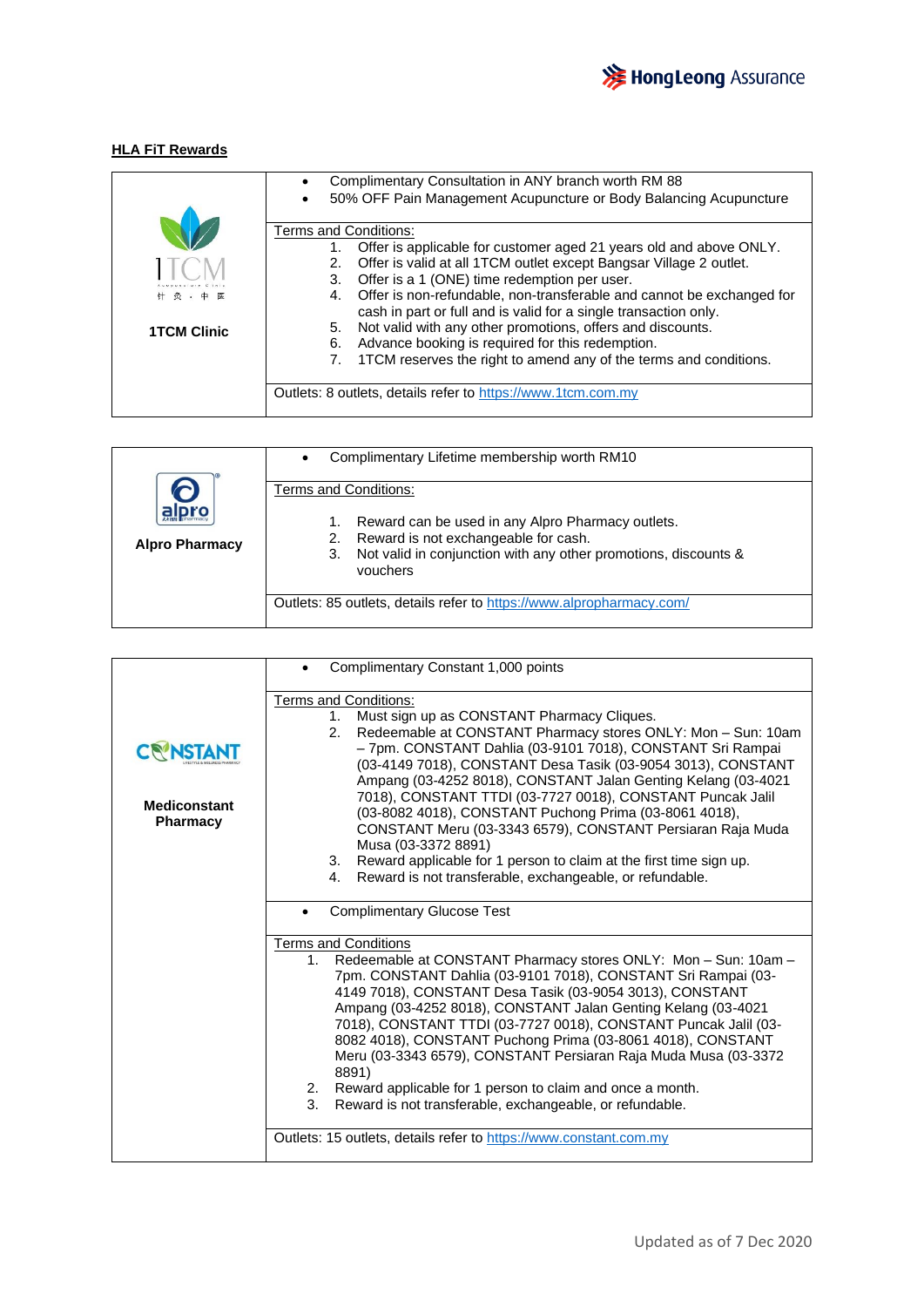## HLA FiT Rewards

| | |
|---|---|
| **1TCM Clinic** | • Complimentary Consultation in ANY branch worth RM 88<br>• 50% OFF Pain Management Acupuncture or Body Balancing Acupuncture |
| | Terms and Conditions:<br>1. Offer is applicable for customer aged 21 years old and above ONLY.<br>2. Offer is valid at all 1TCM outlet except Bangsar Village 2 outlet.<br>3. Offer is a 1 (ONE) time redemption per user.<br>4. Offer is non-refundable, non-transferable and cannot be exchanged for cash in part or full and is valid for a single transaction only.<br>5. Not valid with any other promotions, offers and discounts.<br>6. Advance booking is required for this redemption.<br>7. 1TCM reserves the right to amend any of the terms and conditions. |
| | Outlets: 8 outlets, details refer to https://www.1tcm.com.my |

| | |
|---|---|
| **Alpro Pharmacy** | • Complimentary Lifetime membership worth RM10 |
| | Terms and Conditions:<br>1. Reward can be used in any Alpro Pharmacy outlets.<br>2. Reward is not exchangeable for cash.<br>3. Not valid in conjunction with any other promotions, discounts & vouchers |
| | Outlets: 85 outlets, details refer to https://www.alpropharmacy.com/ |

| | |
|---|---|
| **Mediconstant Pharmacy** | • Complimentary Constant 1,000 points |
| | Terms and Conditions:<br>1. Must sign up as CONSTANT Pharmacy Cliques.<br>2. Redeemable at CONSTANT Pharmacy stores ONLY: Mon – Sun: 10am – 7pm. CONSTANT Dahlia (03-9101 7018), CONSTANT Sri Rampai (03-4149 7018), CONSTANT Desa Tasik (03-9054 3013), CONSTANT Ampang (03-4252 8018), CONSTANT Jalan Genting Kelang (03-4021 7018), CONSTANT TTDI (03-7727 0018), CONSTANT Puncak Jalil (03-8082 4018), CONSTANT Puchong Prima (03-8061 4018), CONSTANT Meru (03-3343 6579), CONSTANT Persiaran Raja Muda Musa (03-3372 8891)<br>3. Reward applicable for 1 person to claim at the first time sign up.<br>4. Reward is not transferable, exchangeable, or refundable. |
| | • Complimentary Glucose Test |
| | Terms and Conditions<br>1. Redeemable at CONSTANT Pharmacy stores ONLY: Mon – Sun: 10am – 7pm. CONSTANT Dahlia (03-9101 7018), CONSTANT Sri Rampai (03-4149 7018), CONSTANT Desa Tasik (03-9054 3013), CONSTANT Ampang (03-4252 8018), CONSTANT Jalan Genting Kelang (03-4021 7018), CONSTANT TTDI (03-7727 0018), CONSTANT Puncak Jalil (03-8082 4018), CONSTANT Puchong Prima (03-8061 4018), CONSTANT Meru (03-3343 6579), CONSTANT Persiaran Raja Muda Musa (03-3372 8891)<br>2. Reward applicable for 1 person to claim and once a month.<br>3. Reward is not transferable, exchangeable, or refundable. |
| | Outlets: 15 outlets, details refer to https://www.constant.com.my |

Updated as of 7 Dec 2020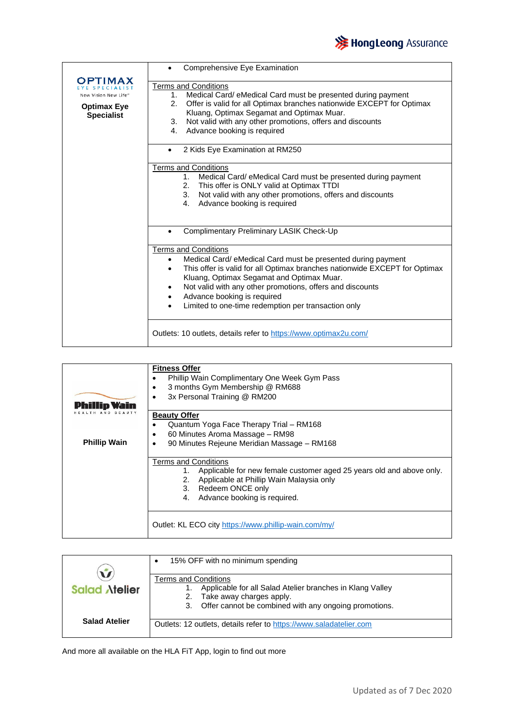| | |
|---|---|
| OPTIMAX EYE SPECIALIST New Vision New Life **Optimax Eye Specialist** | • Comprehensive Eye Examination |
| | Terms and Conditions<br>1. Medical Card/ eMedical Card must be presented during payment<br>2. Offer is valid for all Optimax branches nationwide EXCEPT for Optimax Kluang, Optimax Segamat and Optimax Muar.<br>3. Not valid with any other promotions, offers and discounts<br>4. Advance booking is required |
| | • 2 Kids Eye Examination at RM250 |
| | Terms and Conditions<br>1. Medical Card/ eMedical Card must be presented during payment<br>2. This offer is ONLY valid at Optimax TTDI<br>3. Not valid with any other promotions, offers and discounts<br>4. Advance booking is required |
| | • Complimentary Preliminary LASIK Check-Up |
| | Terms and Conditions<br>• Medical Card/ eMedical Card must be presented during payment<br>• This offer is valid for all Optimax branches nationwide EXCEPT for Optimax Kluang, Optimax Segamat and Optimax Muar.<br>• Not valid with any other promotions, offers and discounts<br>• Advance booking is required<br>• Limited to one-time redemption per transaction only |
| | Outlets: 10 outlets, details refer to https://www.optimax2u.com/ |

| | |
|---|---|
| Phillip Wain HEALTH AND BEAUTY **Phillip Wain** | **Fitness Offer**<br>• Phillip Wain Complimentary One Week Gym Pass<br>• 3 months Gym Membership @ RM688<br>• 3x Personal Training @ RM200 |
| | **Beauty Offer**<br>• Quantum Yoga Face Therapy Trial – RM168<br>• 60 Minutes Aroma Massage – RM98<br>• 90 Minutes Rejeune Meridian Massage – RM168 |
| | Terms and Conditions<br>1. Applicable for new female customer aged 25 years old and above only.<br>2. Applicable at Phillip Wain Malaysia only<br>3. Redeem ONCE only<br>4. Advance booking is required. |
| | Outlet: KL ECO city https://www.phillip-wain.com/my/ |

| | |
|---|---|
| Salad Atelier **Salad Atelier** | • 15% OFF with no minimum spending |
| | Terms and Conditions<br>1. Applicable for all Salad Atelier branches in Klang Valley<br>2. Take away charges apply.<br>3. Offer cannot be combined with any ongoing promotions. |
| | Outlets: 12 outlets, details refer to https://www.saladatelier.com |

And more all available on the HLA FiT App, login to find out more

Updated as of 7 Dec 2020